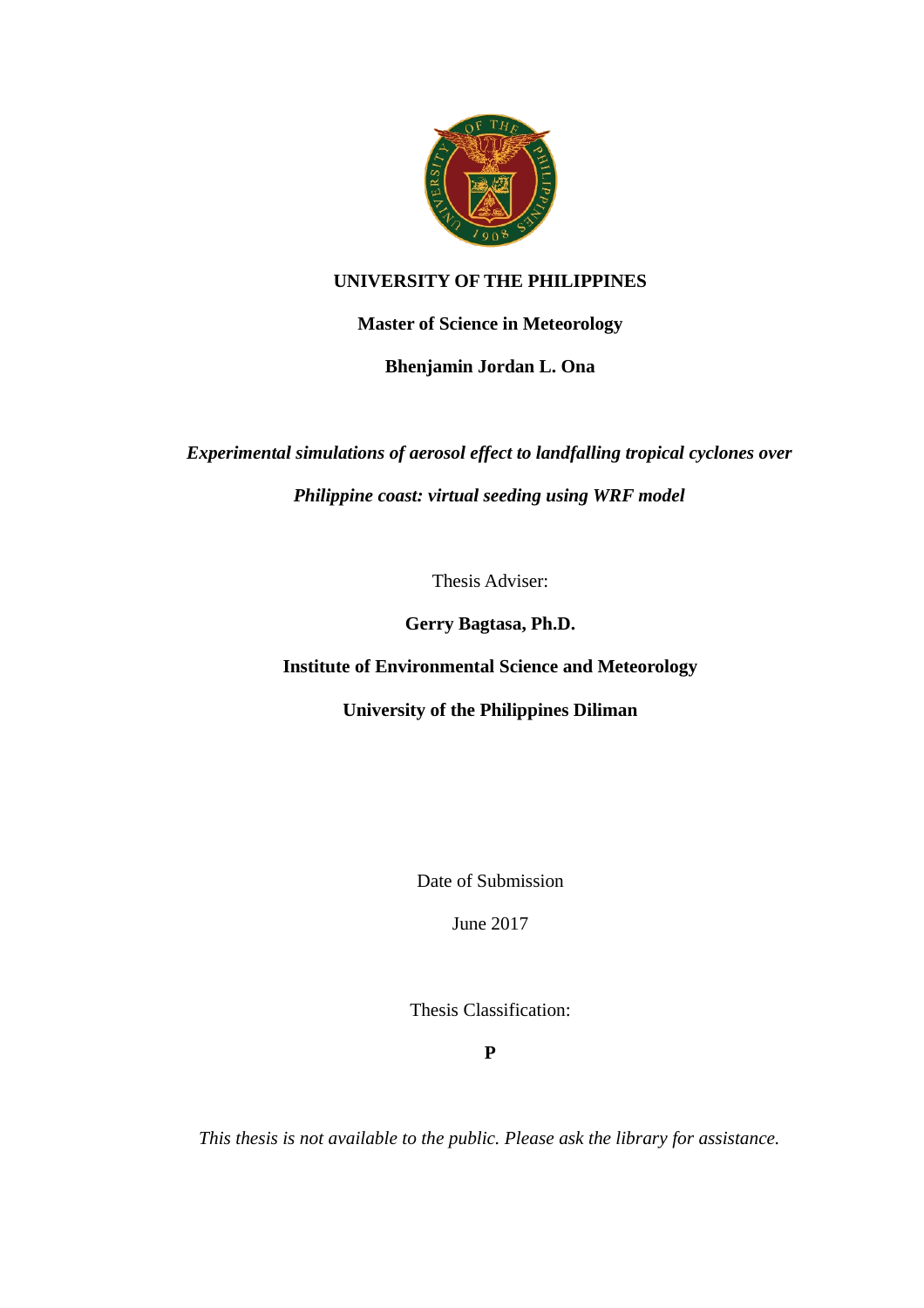**UNIVERSITY OF THE PHILIPPINES**

**Master of Science in Meteorology**

**Bhenjamin Jordan L. Ona**

***Experimental simulations of aerosol effect to landfalling tropical cyclones over Philippine coast: virtual seeding using WRF model***

Thesis Adviser:

**Gerry Bagtasa, Ph.D.**

**Institute of Environmental Science and Meteorology**

**University of the Philippines Diliman**

Date of Submission

June 2017

Thesis Classification:

**P**

*This thesis is not available to the public. Please ask the library for assistance.*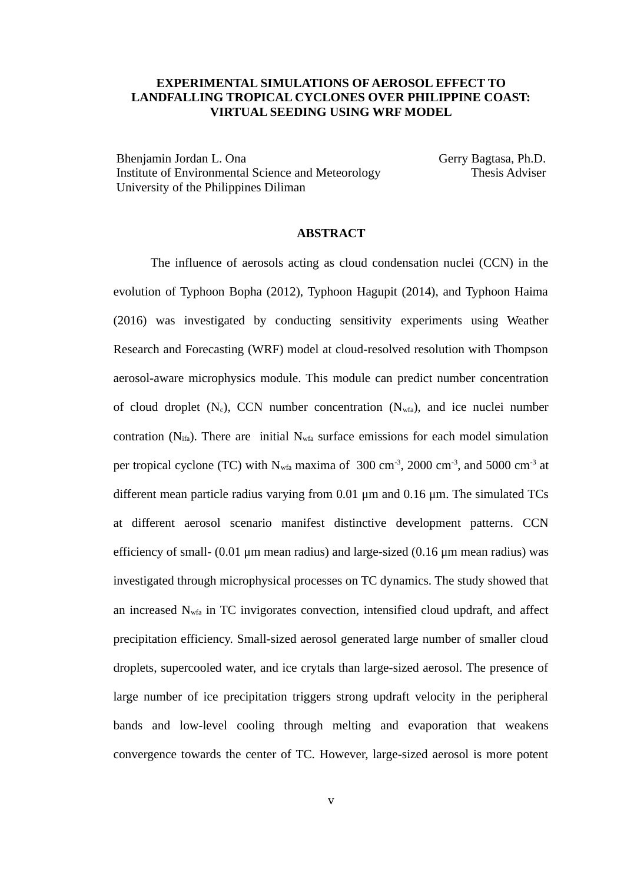# EXPERIMENTAL SIMULATIONS OF AEROSOL EFFECT TO LANDFALLING TROPICAL CYCLONES OVER PHILIPPINE COAST: VIRTUAL SEEDING USING WRF MODEL

Bhenjamin Jordan L. Ona
Institute of Environmental Science and Meteorology
University of the Philippines Diliman

Gerry Bagtasa, Ph.D.
Thesis Adviser

## ABSTRACT

The influence of aerosols acting as cloud condensation nuclei (CCN) in the evolution of Typhoon Bopha (2012), Typhoon Hagupit (2014), and Typhoon Haima (2016) was investigated by conducting sensitivity experiments using Weather Research and Forecasting (WRF) model at cloud-resolved resolution with Thompson aerosol-aware microphysics module. This module can predict number concentration of cloud droplet ($N_c$), CCN number concentration ($N_{wfa}$), and ice nuclei number contration ($N_{ifa}$). There are initial $N_{wfa}$ surface emissions for each model simulation per tropical cyclone (TC) with $N_{wfa}$ maxima of 300 $cm^{-3}$, 2000 $cm^{-3}$, and 5000 $cm^{-3}$ at different mean particle radius varying from 0.01 μm and 0.16 μm. The simulated TCs at different aerosol scenario manifest distinctive development patterns. CCN efficiency of small- (0.01 μm mean radius) and large-sized (0.16 μm mean radius) was investigated through microphysical processes on TC dynamics. The study showed that an increased $N_{wfa}$ in TC invigorates convection, intensified cloud updraft, and affect precipitation efficiency. Small-sized aerosol generated large number of smaller cloud droplets, supercooled water, and ice crytals than large-sized aerosol. The presence of large number of ice precipitation triggers strong updraft velocity in the peripheral bands and low-level cooling through melting and evaporation that weakens convergence towards the center of TC. However, large-sized aerosol is more potent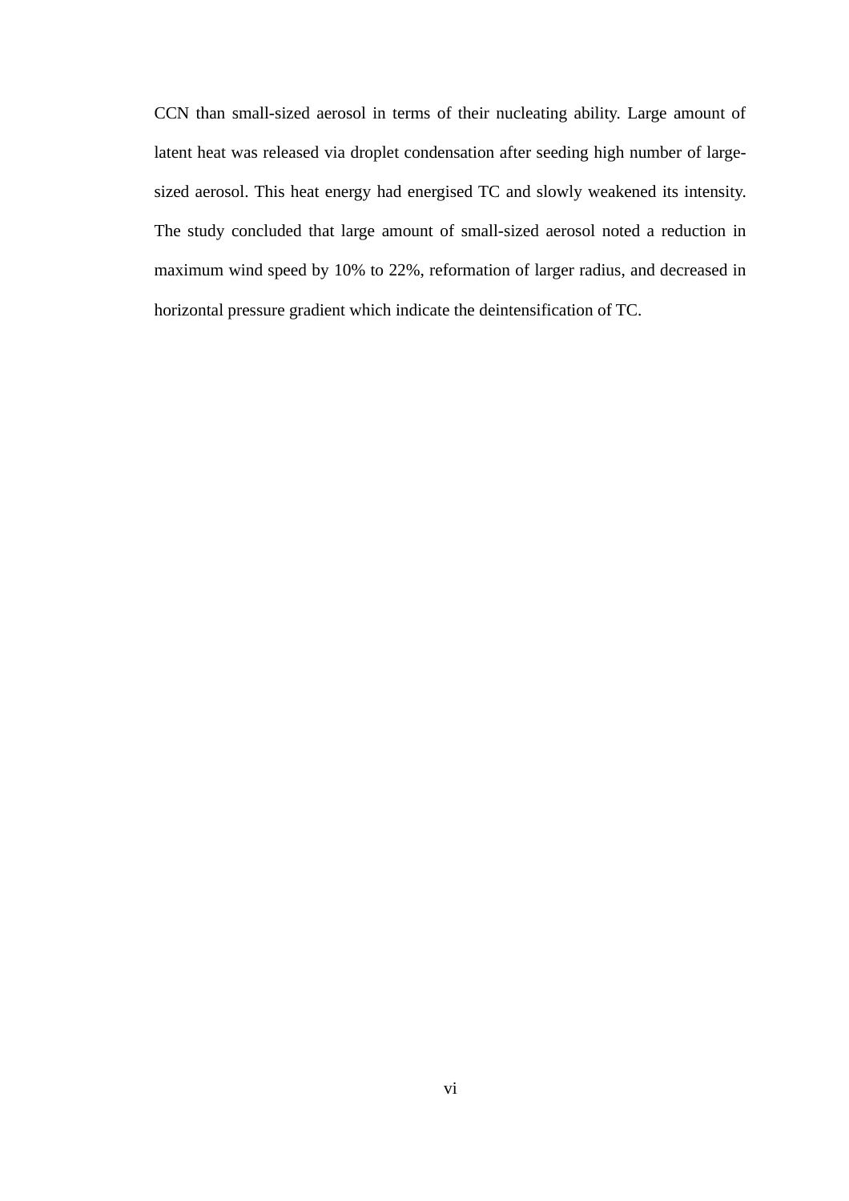CCN than small-sized aerosol in terms of their nucleating ability. Large amount of latent heat was released via droplet condensation after seeding high number of large-sized aerosol. This heat energy had energised TC and slowly weakened its intensity. The study concluded that large amount of small-sized aerosol noted a reduction in maximum wind speed by 10% to 22%, reformation of larger radius, and decreased in horizontal pressure gradient which indicate the deintensification of TC.